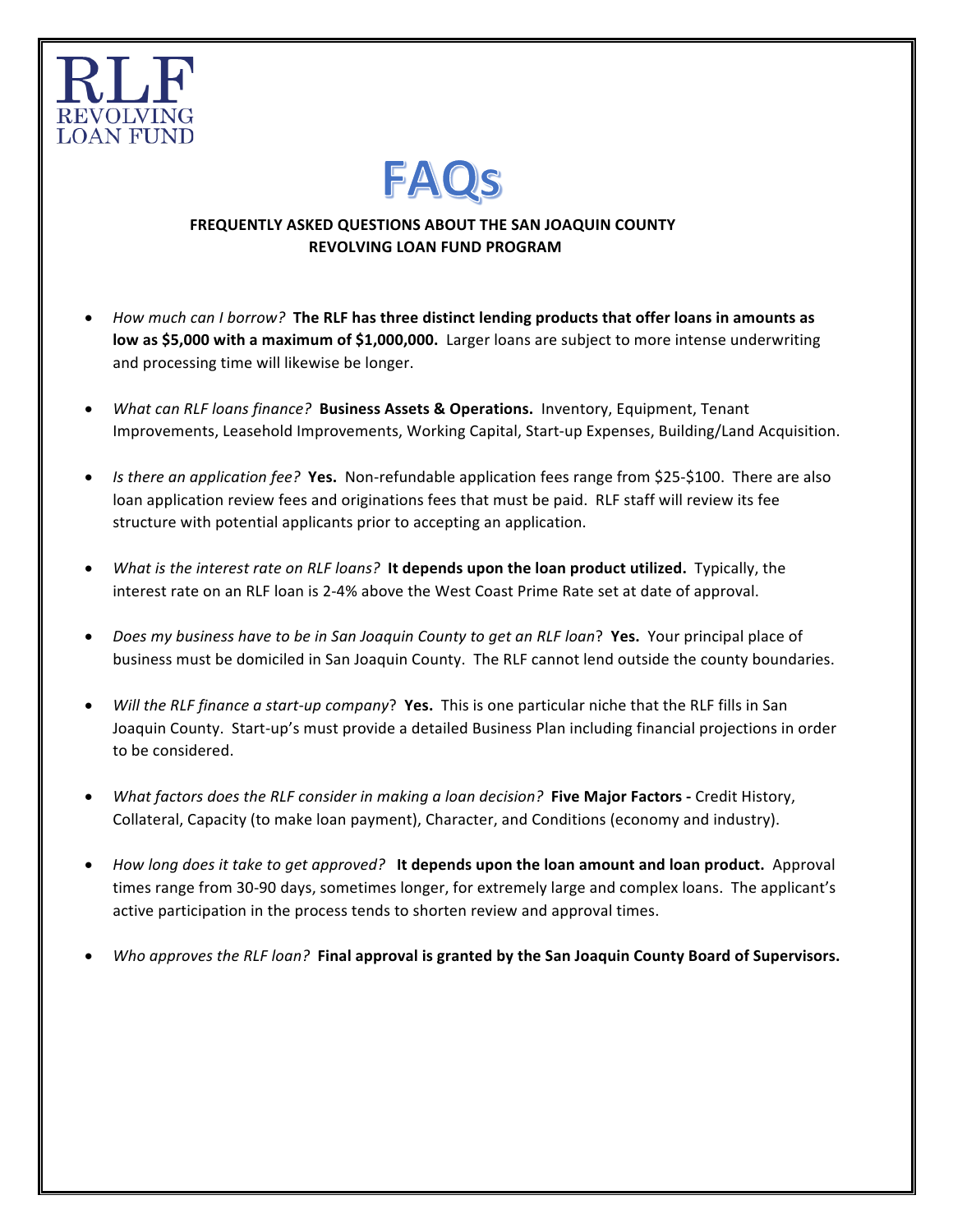RLF
REVOLVING
LOAN FUND

# FAQs

**FREQUENTLY ASKED QUESTIONS ABOUT THE SAN JOAQUIN COUNTY REVOLVING LOAN FUND PROGRAM**

- *How much can I borrow?* **The RLF has three distinct lending products that offer loans in amounts as low as $5,000 with a maximum of $1,000,000.** Larger loans are subject to more intense underwriting and processing time will likewise be longer.

- *What can RLF loans finance?* **Business Assets & Operations.** Inventory, Equipment, Tenant Improvements, Leasehold Improvements, Working Capital, Start-up Expenses, Building/Land Acquisition.

- *Is there an application fee?* **Yes.** Non-refundable application fees range from $25-$100. There are also loan application review fees and originations fees that must be paid. RLF staff will review its fee structure with potential applicants prior to accepting an application.

- *What is the interest rate on RLF loans?* **It depends upon the loan product utilized.** Typically, the interest rate on an RLF loan is 2-4% above the West Coast Prime Rate set at date of approval.

- *Does my business have to be in San Joaquin County to get an RLF loan*? **Yes.** Your principal place of business must be domiciled in San Joaquin County. The RLF cannot lend outside the county boundaries.

- *Will the RLF finance a start-up company*? **Yes.** This is one particular niche that the RLF fills in San Joaquin County. Start-up's must provide a detailed Business Plan including financial projections in order to be considered.

- *What factors does the RLF consider in making a loan decision?* **Five Major Factors -** Credit History, Collateral, Capacity (to make loan payment), Character, and Conditions (economy and industry).

- *How long does it take to get approved?* **It depends upon the loan amount and loan product.** Approval times range from 30-90 days, sometimes longer, for extremely large and complex loans. The applicant's active participation in the process tends to shorten review and approval times.

- *Who approves the RLF loan?* **Final approval is granted by the San Joaquin County Board of Supervisors.**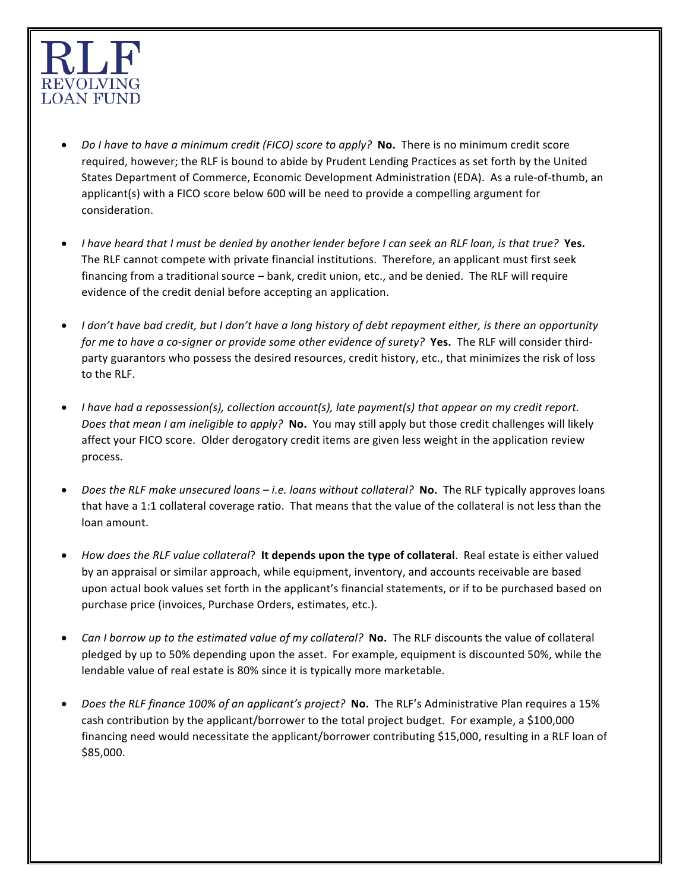# RLF
REVOLVING LOAN FUND

- *Do I have to have a minimum credit (FICO) score to apply?* **No.** There is no minimum credit score required, however; the RLF is bound to abide by Prudent Lending Practices as set forth by the United States Department of Commerce, Economic Development Administration (EDA). As a rule-of-thumb, an applicant(s) with a FICO score below 600 will be need to provide a compelling argument for consideration.

- *I have heard that I must be denied by another lender before I can seek an RLF loan, is that true?* **Yes.** The RLF cannot compete with private financial institutions. Therefore, an applicant must first seek financing from a traditional source – bank, credit union, etc., and be denied. The RLF will require evidence of the credit denial before accepting an application.

- *I don't have bad credit, but I don't have a long history of debt repayment either, is there an opportunity for me to have a co-signer or provide some other evidence of surety?* **Yes.** The RLF will consider third-party guarantors who possess the desired resources, credit history, etc., that minimizes the risk of loss to the RLF.

- *I have had a repossession(s), collection account(s), late payment(s) that appear on my credit report. Does that mean I am ineligible to apply?* **No.** You may still apply but those credit challenges will likely affect your FICO score. Older derogatory credit items are given less weight in the application review process.

- *Does the RLF make unsecured loans – i.e. loans without collateral?* **No.** The RLF typically approves loans that have a 1:1 collateral coverage ratio. That means that the value of the collateral is not less than the loan amount.

- *How does the RLF value collateral*? **It depends upon the type of collateral**. Real estate is either valued by an appraisal or similar approach, while equipment, inventory, and accounts receivable are based upon actual book values set forth in the applicant's financial statements, or if to be purchased based on purchase price (invoices, Purchase Orders, estimates, etc.).

- *Can I borrow up to the estimated value of my collateral?* **No.** The RLF discounts the value of collateral pledged by up to 50% depending upon the asset. For example, equipment is discounted 50%, while the lendable value of real estate is 80% since it is typically more marketable.

- *Does the RLF finance 100% of an applicant's project?* **No.** The RLF's Administrative Plan requires a 15% cash contribution by the applicant/borrower to the total project budget. For example, a $100,000 financing need would necessitate the applicant/borrower contributing $15,000, resulting in a RLF loan of $85,000.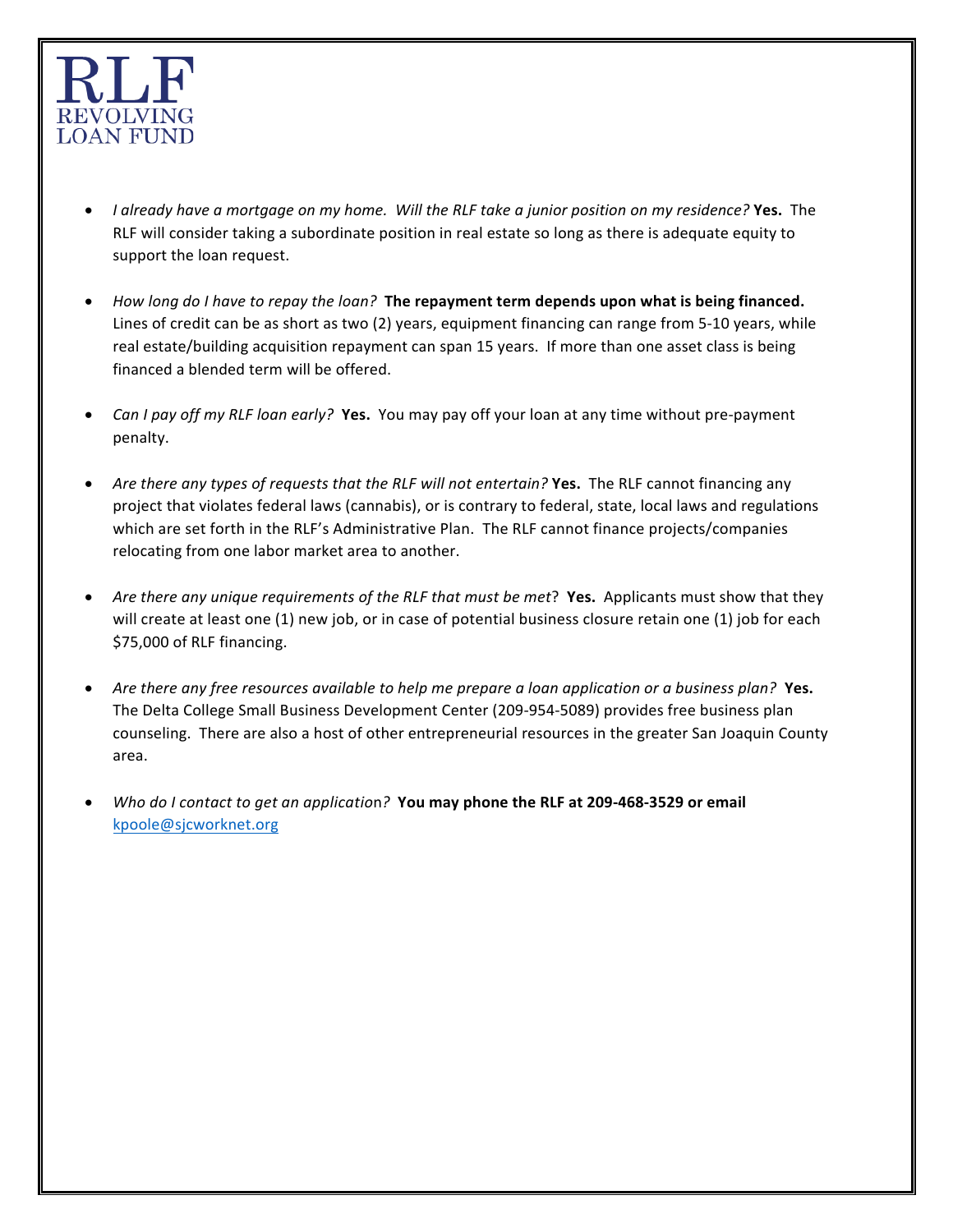# RLF
REVOLVING LOAN FUND

- *I already have a mortgage on my home. Will the RLF take a junior position on my residence?* **Yes.** The RLF will consider taking a subordinate position in real estate so long as there is adequate equity to support the loan request.

- *How long do I have to repay the loan?* **The repayment term depends upon what is being financed.** Lines of credit can be as short as two (2) years, equipment financing can range from 5-10 years, while real estate/building acquisition repayment can span 15 years. If more than one asset class is being financed a blended term will be offered.

- *Can I pay off my RLF loan early?* **Yes.** You may pay off your loan at any time without pre-payment penalty.

- *Are there any types of requests that the RLF will not entertain?* **Yes.** The RLF cannot financing any project that violates federal laws (cannabis), or is contrary to federal, state, local laws and regulations which are set forth in the RLF's Administrative Plan. The RLF cannot finance projects/companies relocating from one labor market area to another.

- *Are there any unique requirements of the RLF that must be met*? **Yes.** Applicants must show that they will create at least one (1) new job, or in case of potential business closure retain one (1) job for each $75,000 of RLF financing.

- *Are there any free resources available to help me prepare a loan application or a business plan?* **Yes.** The Delta College Small Business Development Center (209-954-5089) provides free business plan counseling. There are also a host of other entrepreneurial resources in the greater San Joaquin County area.

- *Who do I contact to get an application?* **You may phone the RLF at 209-468-3529 or email** kpoole@sjcworknet.org